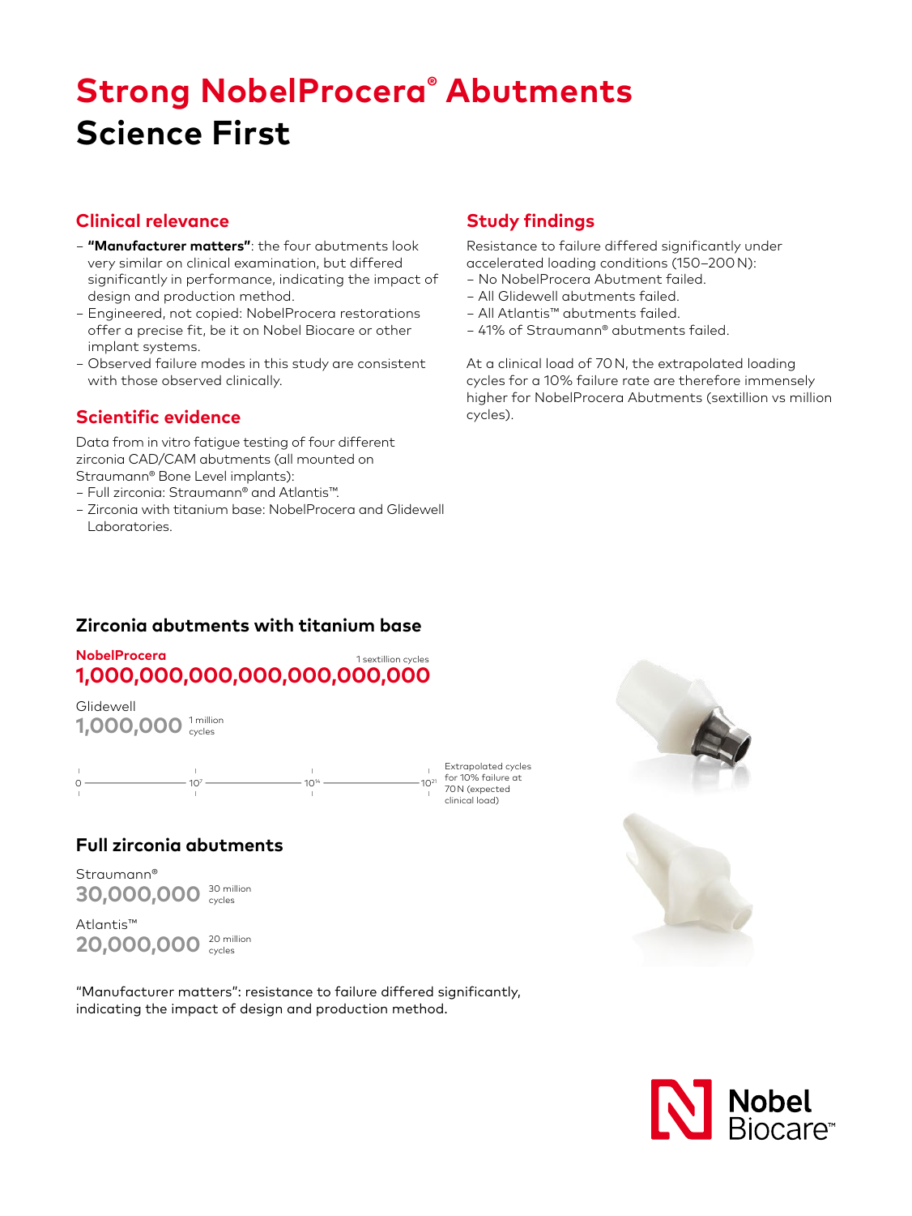# Strong NobelProcera® Abutments
# Science First

## Clinical relevance

- **"Manufacturer matters"**: the four abutments look very similar on clinical examination, but differed significantly in performance, indicating the impact of design and production method.
- Engineered, not copied: NobelProcera restorations offer a precise fit, be it on Nobel Biocare or other implant systems.
- Observed failure modes in this study are consistent with those observed clinically.

## Scientific evidence

Data from in vitro fatigue testing of four different zirconia CAD/CAM abutments (all mounted on Straumann® Bone Level implants):

- Full zirconia: Straumann® and Atlantis™.
- Zirconia with titanium base: NobelProcera and Glidewell Laboratories.

## Study findings

Resistance to failure differed significantly under accelerated loading conditions (150–200 N):

- No NobelProcera Abutment failed.
- All Glidewell abutments failed.
- All Atlantis™ abutments failed.
- 41% of Straumann® abutments failed.

At a clinical load of 70 N, the extrapolated loading cycles for a 10% failure rate are therefore immensely higher for NobelProcera Abutments (sextillion vs million cycles).

## Zirconia abutments with titanium base

**NobelProcera**
**1,000,000,000,000,000,000,000** 1 sextillion cycles

Glidewell
**1,000,000** 1 million cycles

0 — $10^7$ — $10^{14}$ — $10^{21}$ Extrapolated cycles for 10% failure at 70 N (expected clinical load)

## Full zirconia abutments

Straumann®
**30,000,000** 30 million cycles

Atlantis™
**20,000,000** 20 million cycles

"Manufacturer matters": resistance to failure differed significantly, indicating the impact of design and production method.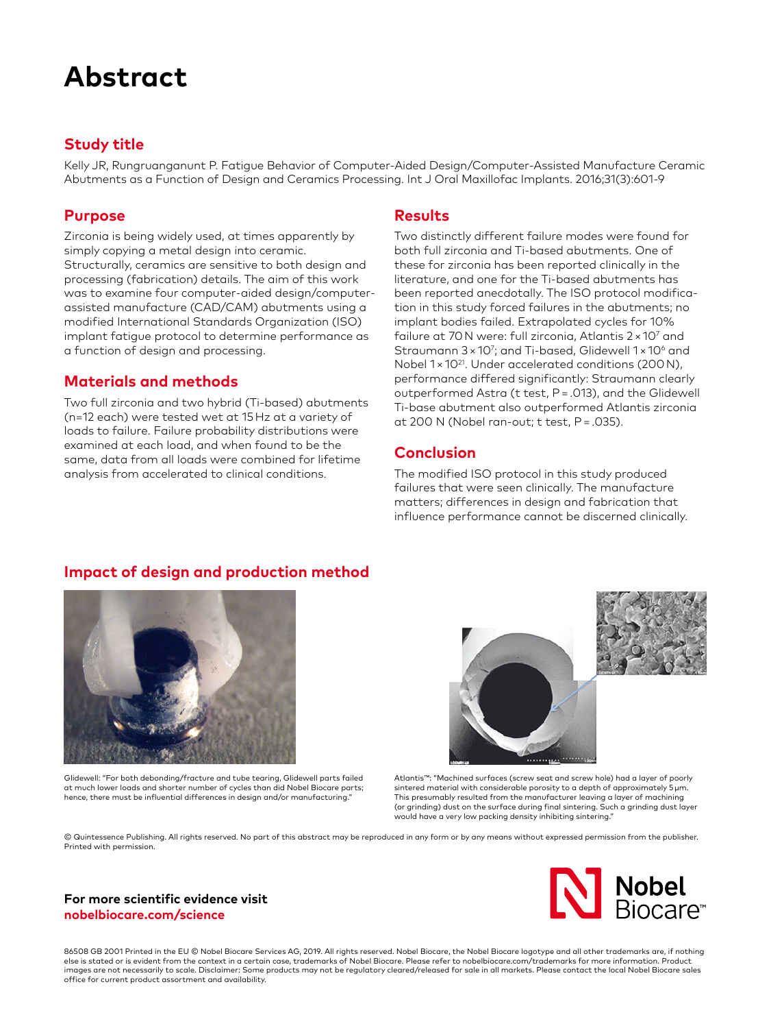# Abstract

## Study title

Kelly JR, Rungruanganunt P. Fatigue Behavior of Computer-Aided Design/Computer-Assisted Manufacture Ceramic Abutments as a Function of Design and Ceramics Processing. Int J Oral Maxillofac Implants. 2016;31(3):601-9

## Purpose

Zirconia is being widely used, at times apparently by simply copying a metal design into ceramic. Structurally, ceramics are sensitive to both design and processing (fabrication) details. The aim of this work was to examine four computer-aided design/computer-assisted manufacture (CAD/CAM) abutments using a modified International Standards Organization (ISO) implant fatigue protocol to determine performance as a function of design and processing.

## Materials and methods

Two full zirconia and two hybrid (Ti-based) abutments (n=12 each) were tested wet at 15 Hz at a variety of loads to failure. Failure probability distributions were examined at each load, and when found to be the same, data from all loads were combined for lifetime analysis from accelerated to clinical conditions.

## Results

Two distinctly different failure modes were found for both full zirconia and Ti-based abutments. One of these for zirconia has been reported clinically in the literature, and one for the Ti-based abutments has been reported anecdotally. The ISO protocol modification in this study forced failures in the abutments; no implant bodies failed. Extrapolated cycles for 10% failure at 70 N were: full zirconia, Atlantis $2 \times 10^7$ and Straumann $3 \times 10^7$; and Ti-based, Glidewell $1 \times 10^6$ and Nobel $1 \times 10^{21}$. Under accelerated conditions (200 N), performance differed significantly: Straumann clearly outperformed Astra (t test, $P = .013$), and the Glidewell Ti-base abutment also outperformed Atlantis zirconia at 200 N (Nobel ran-out; t test, $P = .035$).

## Conclusion

The modified ISO protocol in this study produced failures that were seen clinically. The manufacture matters; differences in design and fabrication that influence performance cannot be discerned clinically.

## Impact of design and production method

Glidewell: "For both debonding/fracture and tube tearing, Glidewell parts failed at much lower loads and shorter number of cycles than did Nobel Biocare parts; hence, there must be influential differences in design and/or manufacturing."

Atlantis™: "Machined surfaces (screw seat and screw hole) had a layer of poorly sintered material with considerable porosity to a depth of approximately 5 µm. This presumably resulted from the manufacturer leaving a layer of machining (or grinding) dust on the surface during final sintering. Such a grinding dust layer would have a very low packing density inhibiting sintering."

© Quintessence Publishing. All rights reserved. No part of this abstract may be reproduced in any form or by any means without expressed permission from the publisher. Printed with permission.

**For more scientific evidence visit**
**nobelbiocare.com/science**

Nobel Biocare™

86508 GB 2001 Printed in the EU © Nobel Biocare Services AG, 2019. All rights reserved. Nobel Biocare, the Nobel Biocare logotype and all other trademarks are, if nothing else is stated or is evident from the context in a certain case, trademarks of Nobel Biocare. Please refer to nobelbiocare.com/trademarks for more information. Product images are not necessarily to scale. Disclaimer: Some products may not be regulatory cleared/released for sale in all markets. Please contact the local Nobel Biocare sales office for current product assortment and availability.